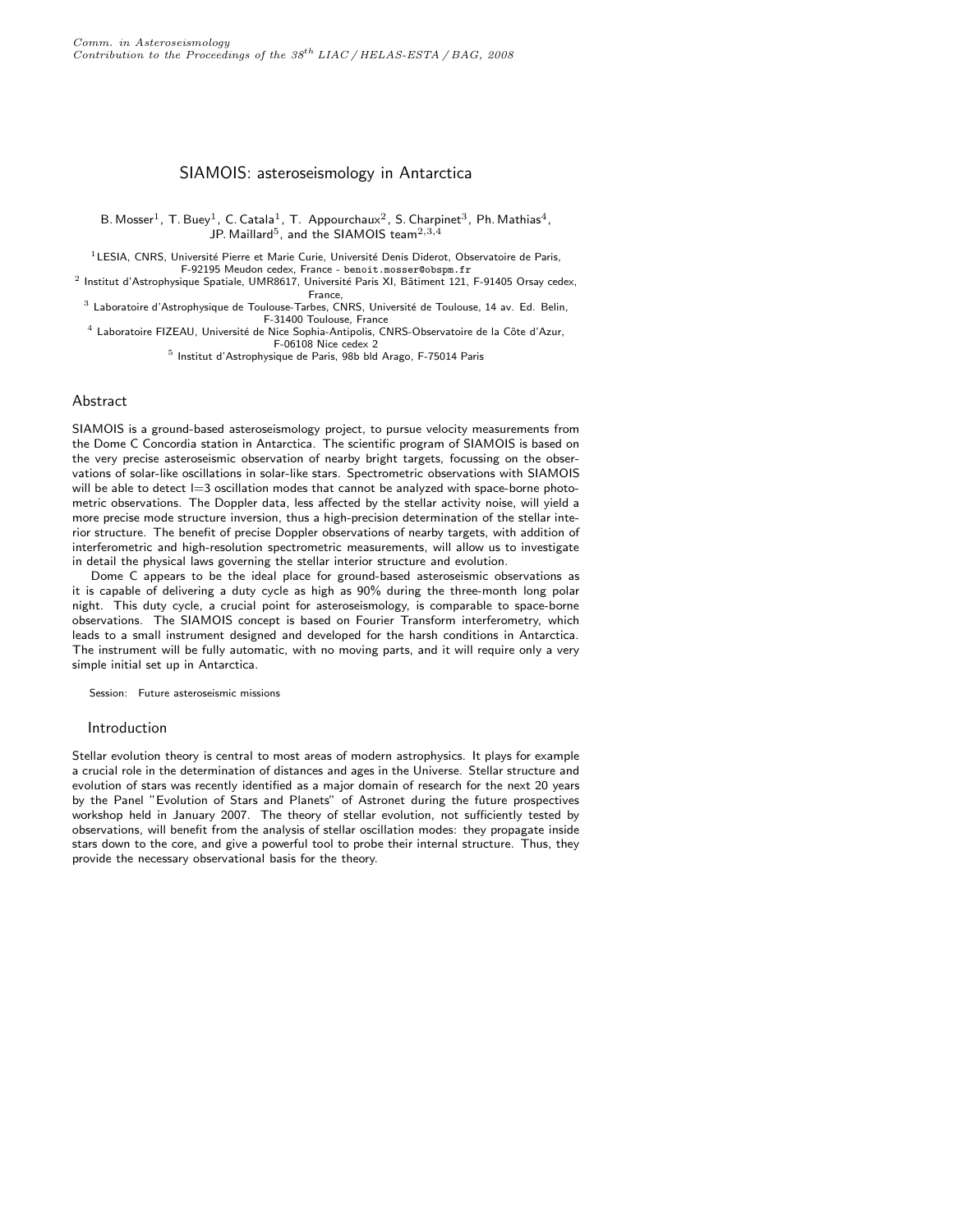# SIAMOIS: asteroseismology in Antarctica

B. Mosser[1], T. Buey[1], C. Catala[1], T. Appourchaux[2], S. Charpinet[3], Ph. Mathias[4], JP. Maillard[5], and the SIAMOIS team[2,3,4]

[1] LESIA, CNRS, Université Pierre et Marie Curie, Université Denis Diderot, Observatoire de Paris, F-92195 Meudon cedex, France - benoit.mosser@obspm.fr

[2] Institut d'Astrophysique Spatiale, UMR8617, Université Paris XI, Bâtiment 121, F-91405 Orsay cedex, France,

[3] Laboratoire d'Astrophysique de Toulouse-Tarbes, CNRS, Université de Toulouse, 14 av. Ed. Belin, F-31400 Toulouse, France

[4] Laboratoire FIZEAU, Université de Nice Sophia-Antipolis, CNRS-Observatoire de la Côte d'Azur, F-06108 Nice cedex 2

[5] Institut d'Astrophysique de Paris, 98b bld Arago, F-75014 Paris

## Abstract

SIAMOIS is a ground-based asteroseismology project, to pursue velocity measurements from the Dome C Concordia station in Antarctica. The scientific program of SIAMOIS is based on the very precise asteroseismic observation of nearby bright targets, focussing on the observations of solar-like oscillations in solar-like stars. Spectrometric observations with SIAMOIS will be able to detect $l=3$ oscillation modes that cannot be analyzed with space-borne photometric observations. The Doppler data, less affected by the stellar activity noise, will yield a more precise mode structure inversion, thus a high-precision determination of the stellar interior structure. The benefit of precise Doppler observations of nearby targets, with addition of interferometric and high-resolution spectrometric measurements, will allow us to investigate in detail the physical laws governing the stellar interior structure and evolution.

Dome C appears to be the ideal place for ground-based asteroseismic observations as it is capable of delivering a duty cycle as high as 90% during the three-month long polar night. This duty cycle, a crucial point for asteroseismology, is comparable to space-borne observations. The SIAMOIS concept is based on Fourier Transform interferometry, which leads to a small instrument designed and developed for the harsh conditions in Antarctica. The instrument will be fully automatic, with no moving parts, and it will require only a very simple initial set up in Antarctica.

Session: Future asteroseismic missions

## Introduction

Stellar evolution theory is central to most areas of modern astrophysics. It plays for example a crucial role in the determination of distances and ages in the Universe. Stellar structure and evolution of stars was recently identified as a major domain of research for the next 20 years by the Panel "Evolution of Stars and Planets" of Astronet during the future prospectives workshop held in January 2007. The theory of stellar evolution, not sufficiently tested by observations, will benefit from the analysis of stellar oscillation modes: they propagate inside stars down to the core, and give a powerful tool to probe their internal structure. Thus, they provide the necessary observational basis for the theory.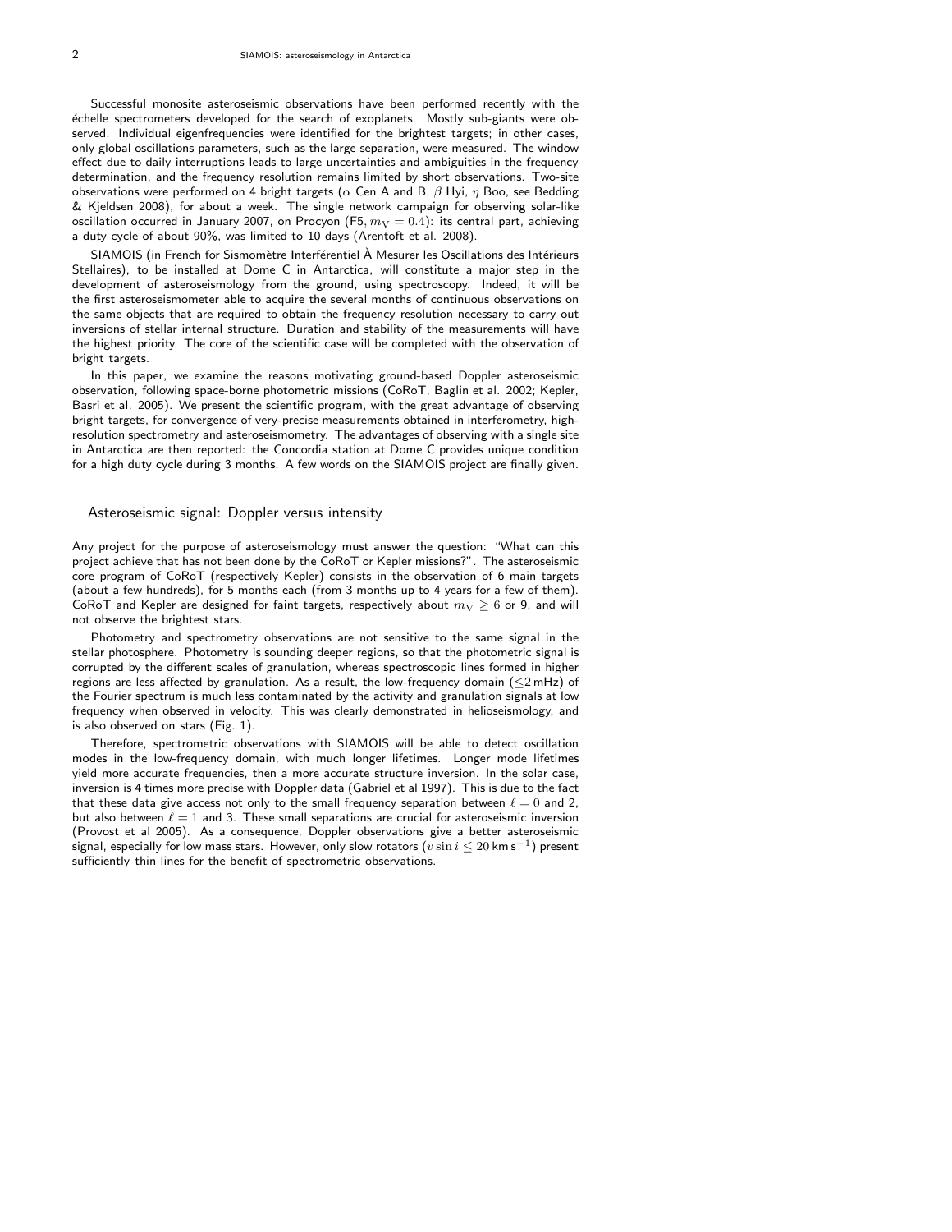Successful monosite asteroseismic observations have been performed recently with the échelle spectrometers developed for the search of exoplanets. Mostly sub-giants were observed. Individual eigenfrequencies were identified for the brightest targets; in other cases, only global oscillations parameters, such as the large separation, were measured. The window effect due to daily interruptions leads to large uncertainties and ambiguities in the frequency determination, and the frequency resolution remains limited by short observations. Two-site observations were performed on 4 bright targets ($\alpha$ Cen A and B, $\beta$ Hyi, $\eta$ Boo, see Bedding & Kjeldsen 2008), for about a week. The single network campaign for observing solar-like oscillation occurred in January 2007, on Procyon (F5, $m_{\rm V} = 0.4$): its central part, achieving a duty cycle of about 90%, was limited to 10 days (Arentoft et al. 2008).

SIAMOIS (in French for Sismomètre Interférentiel À Mesurer les Oscillations des Intérieurs Stellaires), to be installed at Dome C in Antarctica, will constitute a major step in the development of asteroseismology from the ground, using spectroscopy. Indeed, it will be the first asteroseismometer able to acquire the several months of continuous observations on the same objects that are required to obtain the frequency resolution necessary to carry out inversions of stellar internal structure. Duration and stability of the measurements will have the highest priority. The core of the scientific case will be completed with the observation of bright targets.

In this paper, we examine the reasons motivating ground-based Doppler asteroseismic observation, following space-borne photometric missions (CoRoT, Baglin et al. 2002; Kepler, Basri et al. 2005). We present the scientific program, with the great advantage of observing bright targets, for convergence of very-precise measurements obtained in interferometry, high-resolution spectrometry and asteroseismometry. The advantages of observing with a single site in Antarctica are then reported: the Concordia station at Dome C provides unique condition for a high duty cycle during 3 months. A few words on the SIAMOIS project are finally given.

## Asteroseismic signal: Doppler versus intensity

Any project for the purpose of asteroseismology must answer the question: "What can this project achieve that has not been done by the CoRoT or Kepler missions?". The asteroseismic core program of CoRoT (respectively Kepler) consists in the observation of 6 main targets (about a few hundreds), for 5 months each (from 3 months up to 4 years for a few of them). CoRoT and Kepler are designed for faint targets, respectively about $m_{\rm V} \geq 6$ or 9, and will not observe the brightest stars.

Photometry and spectrometry observations are not sensitive to the same signal in the stellar photosphere. Photometry is sounding deeper regions, so that the photometric signal is corrupted by the different scales of granulation, whereas spectroscopic lines formed in higher regions are less affected by granulation. As a result, the low-frequency domain ($\leq$2 mHz) of the Fourier spectrum is much less contaminated by the activity and granulation signals at low frequency when observed in velocity. This was clearly demonstrated in helioseismology, and is also observed on stars (Fig. 1).

Therefore, spectrometric observations with SIAMOIS will be able to detect oscillation modes in the low-frequency domain, with much longer lifetimes. Longer mode lifetimes yield more accurate frequencies, then a more accurate structure inversion. In the solar case, inversion is 4 times more precise with Doppler data (Gabriel et al 1997). This is due to the fact that these data give access not only to the small frequency separation between $\ell = 0$ and 2, but also between $\ell = 1$ and 3. These small separations are crucial for asteroseismic inversion (Provost et al 2005). As a consequence, Doppler observations give a better asteroseismic signal, especially for low mass stars. However, only slow rotators ($v \sin i \leq 20$ km s$^{-1}$) present sufficiently thin lines for the benefit of spectrometric observations.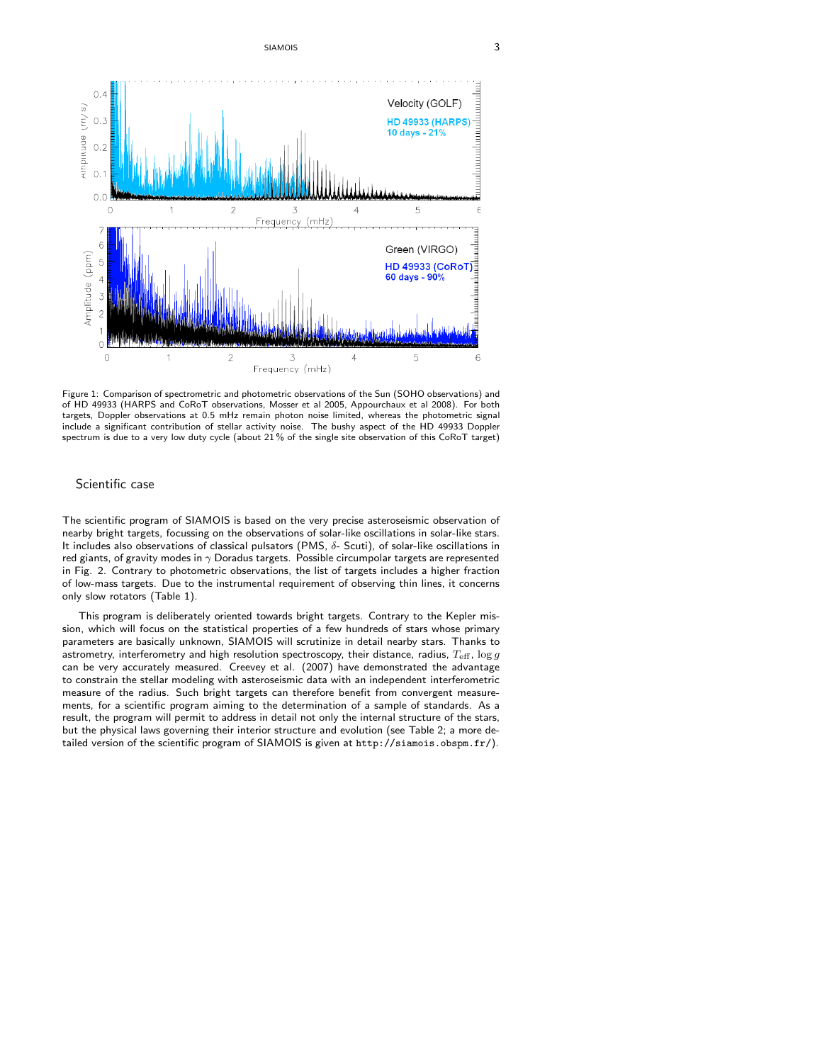Figure 1: Comparison of spectrometric and photometric observations of the Sun (SOHO observations) and of HD 49933 (HARPS and CoRoT observations, Mosser et al 2005, Appourchaux et al 2008). For both targets, Doppler observations at 0.5 mHz remain photon noise limited, whereas the photometric signal include a significant contribution of stellar activity noise. The bushy aspect of the HD 49933 Doppler spectrum is due to a very low duty cycle (about 21 % of the single site observation of this CoRoT target)

## Scientific case

The scientific program of SIAMOIS is based on the very precise asteroseismic observation of nearby bright targets, focussing on the observations of solar-like oscillations in solar-like stars. It includes also observations of classical pulsators (PMS, $\delta$- Scuti), of solar-like oscillations in red giants, of gravity modes in $\gamma$ Doradus targets. Possible circumpolar targets are represented in Fig. 2. Contrary to photometric observations, the list of targets includes a higher fraction of low-mass targets. Due to the instrumental requirement of observing thin lines, it concerns only slow rotators (Table 1).

This program is deliberately oriented towards bright targets. Contrary to the Kepler mission, which will focus on the statistical properties of a few hundreds of stars whose primary parameters are basically unknown, SIAMOIS will scrutinize in detail nearby stars. Thanks to astrometry, interferometry and high resolution spectroscopy, their distance, radius, $T_{\rm eff}$, $\log g$ can be very accurately measured. Creevey et al. (2007) have demonstrated the advantage to constrain the stellar modeling with asteroseismic data with an independent interferometric measure of the radius. Such bright targets can therefore benefit from convergent measurements, for a scientific program aiming to the determination of a sample of standards. As a result, the program will permit to address in detail not only the internal structure of the stars, but the physical laws governing their interior structure and evolution (see Table 2; a more detailed version of the scientific program of SIAMOIS is given at `http://siamois.obspm.fr/`).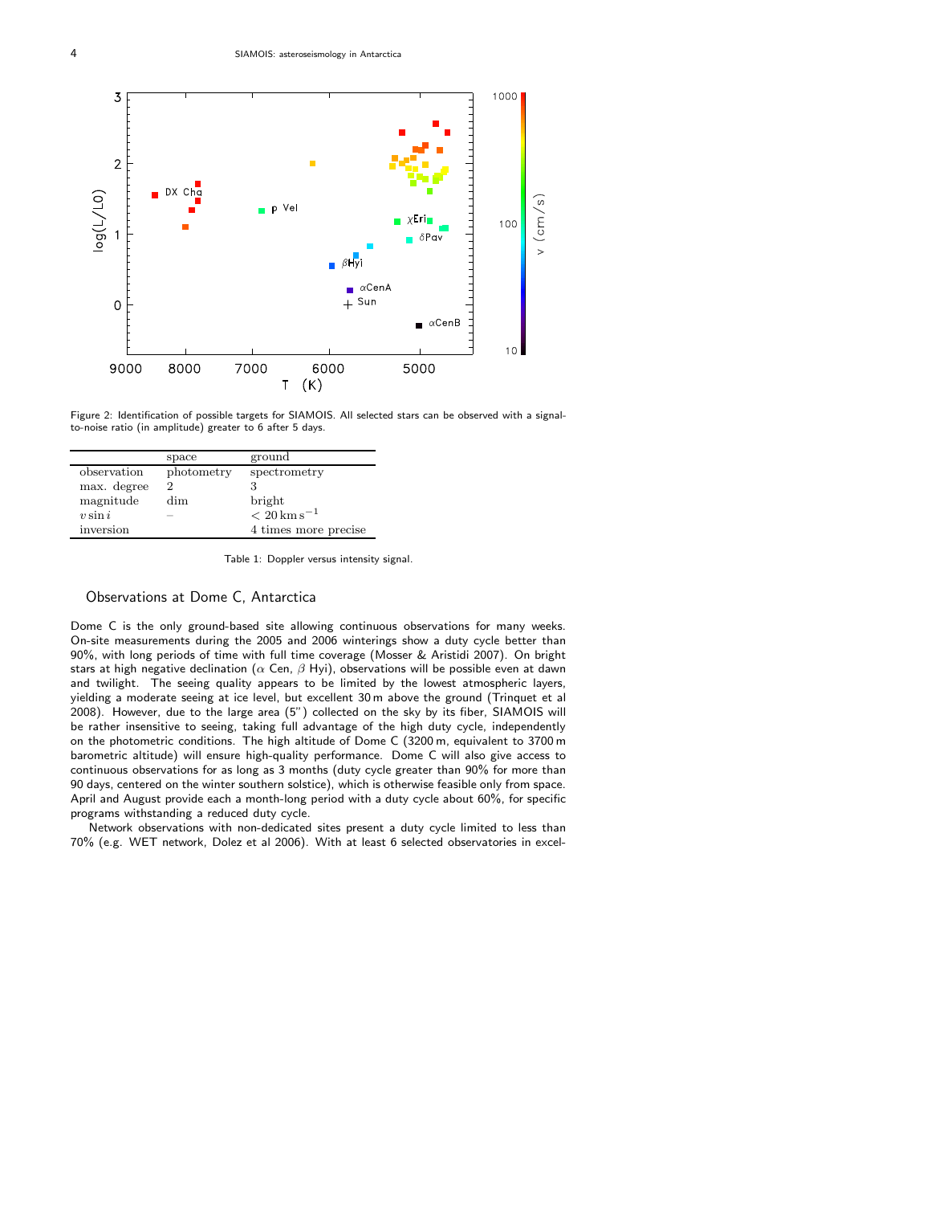Figure 2: Identification of possible targets for SIAMOIS. All selected stars can be observed with a signal-to-noise ratio (in amplitude) greater to 6 after 5 days.

| | space | ground |
|---|---|---|
| observation | photometry | spectrometry |
| max. degree | 2 | 3 |
| magnitude | dim | bright |
| $v \sin i$ | – | $< 20\,\mathrm{km\,s^{-1}}$ |
| inversion | | 4 times more precise |

Table 1: Doppler versus intensity signal.

## Observations at Dome C, Antarctica

Dome C is the only ground-based site allowing continuous observations for many weeks. On-site measurements during the 2005 and 2006 winterings show a duty cycle better than 90%, with long periods of time with full time coverage (Mosser & Aristidi 2007). On bright stars at high negative declination ($\alpha$ Cen, $\beta$ Hyi), observations will be possible even at dawn and twilight. The seeing quality appears to be limited by the lowest atmospheric layers, yielding a moderate seeing at ice level, but excellent 30 m above the ground (Trinquet et al 2008). However, due to the large area (5") collected on the sky by its fiber, SIAMOIS will be rather insensitive to seeing, taking full advantage of the high duty cycle, independently on the photometric conditions. The high altitude of Dome C (3200 m, equivalent to 3700 m barometric altitude) will ensure high-quality performance. Dome C will also give access to continuous observations for as long as 3 months (duty cycle greater than 90% for more than 90 days, centered on the winter southern solstice), which is otherwise feasible only from space. April and August provide each a month-long period with a duty cycle about 60%, for specific programs withstanding a reduced duty cycle.

Network observations with non-dedicated sites present a duty cycle limited to less than 70% (e.g. WET network, Dolez et al 2006). With at least 6 selected observatories in excel-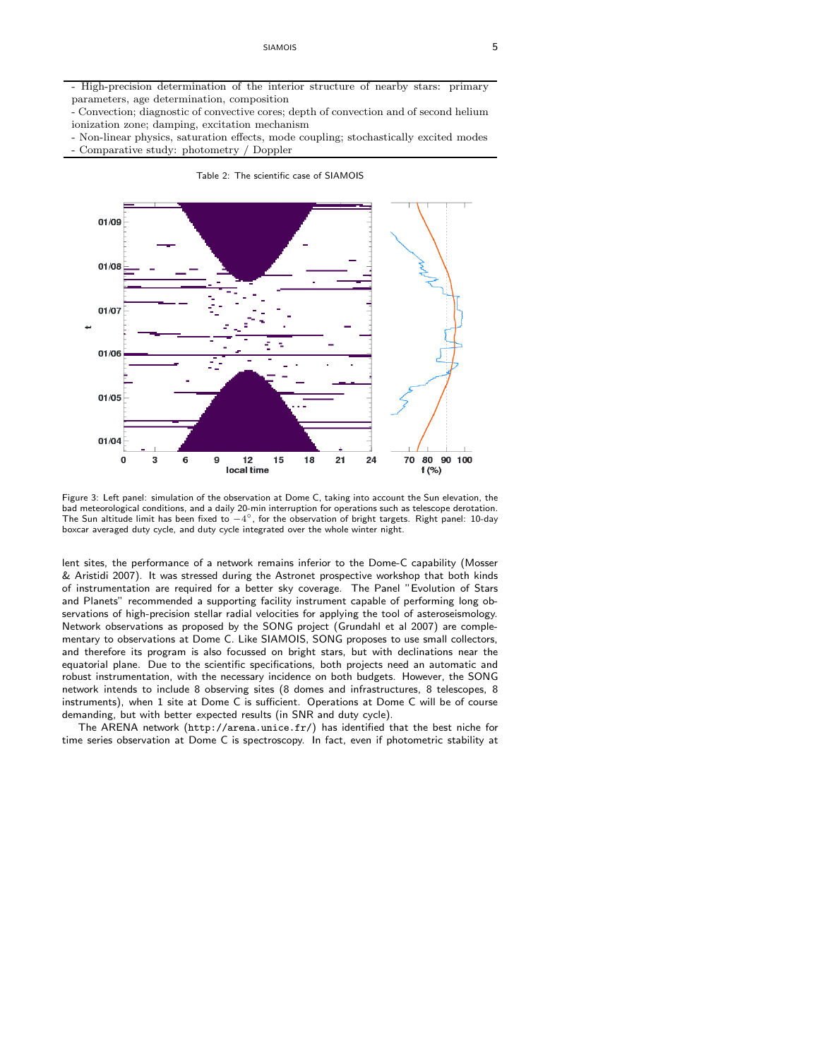| |
|---|
| - High-precision determination of the interior structure of nearby stars: primary parameters, age determination, composition |
| - Convection; diagnostic of convective cores; depth of convection and of second helium ionization zone; damping, excitation mechanism |
| - Non-linear physics, saturation effects, mode coupling; stochastically excited modes |
| - Comparative study: photometry / Doppler |

Table 2: The scientific case of SIAMOIS

Figure 3: Left panel: simulation of the observation at Dome C, taking into account the Sun elevation, the bad meteorological conditions, and a daily 20-min interruption for operations such as telescope derotation. The Sun altitude limit has been fixed to $-4^{\circ}$, for the observation of bright targets. Right panel: 10-day boxcar averaged duty cycle, and duty cycle integrated over the whole winter night.

lent sites, the performance of a network remains inferior to the Dome-C capability (Mosser & Aristidi 2007). It was stressed during the Astronet prospective workshop that both kinds of instrumentation are required for a better sky coverage. The Panel "Evolution of Stars and Planets" recommended a supporting facility instrument capable of performing long observations of high-precision stellar radial velocities for applying the tool of asteroseismology. Network observations as proposed by the SONG project (Grundahl et al 2007) are complementary to observations at Dome C. Like SIAMOIS, SONG proposes to use small collectors, and therefore its program is also focussed on bright stars, but with declinations near the equatorial plane. Due to the scientific specifications, both projects need an automatic and robust instrumentation, with the necessary incidence on both budgets. However, the SONG network intends to include 8 observing sites (8 domes and infrastructures, 8 telescopes, 8 instruments), when 1 site at Dome C is sufficient. Operations at Dome C will be of course demanding, but with better expected results (in SNR and duty cycle).

The ARENA network (http://arena.unice.fr/) has identified that the best niche for time series observation at Dome C is spectroscopy. In fact, even if photometric stability at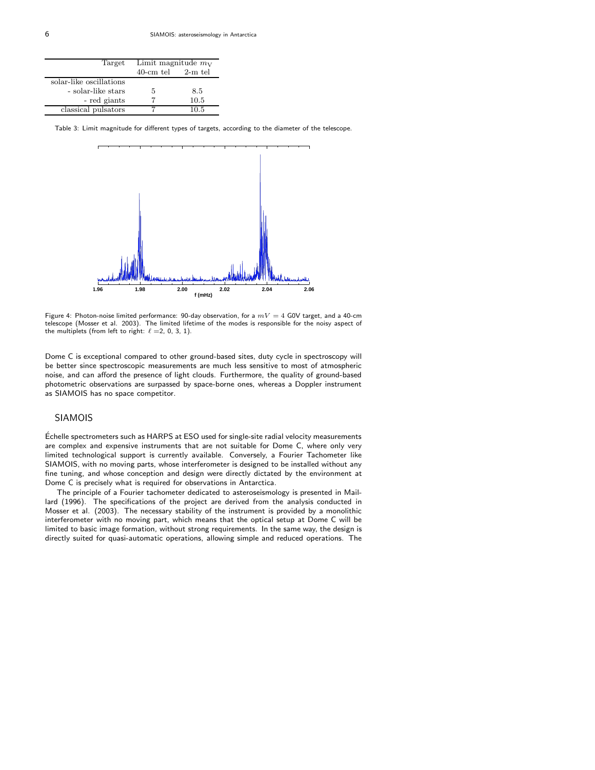| Target | Limit magnitude $m_V$ | |
|---|---|---|
| | 40-cm tel | 2-m tel |
| solar-like oscillations | | |
| - solar-like stars | 5 | 8.5 |
| - red giants | 7 | 10.5 |
| classical pulsators | 7 | 10.5 |

Table 3: Limit magnitude for different types of targets, according to the diameter of the telescope.

Figure 4: Photon-noise limited performance: 90-day observation, for a $mV = 4$ G0V target, and a 40-cm telescope (Mosser et al. 2003). The limited lifetime of the modes is responsible for the noisy aspect of the multiplets (from left to right: $\ell = 2, 0, 3, 1$).

Dome C is exceptional compared to other ground-based sites, duty cycle in spectroscopy will be better since spectroscopic measurements are much less sensitive to most of atmospheric noise, and can afford the presence of light clouds. Furthermore, the quality of ground-based photometric observations are surpassed by space-borne ones, whereas a Doppler instrument as SIAMOIS has no space competitor.

## SIAMOIS

Échelle spectrometers such as HARPS at ESO used for single-site radial velocity measurements are complex and expensive instruments that are not suitable for Dome C, where only very limited technological support is currently available. Conversely, a Fourier Tachometer like SIAMOIS, with no moving parts, whose interferometer is designed to be installed without any fine tuning, and whose conception and design were directly dictated by the environment at Dome C is precisely what is required for observations in Antarctica.

The principle of a Fourier tachometer dedicated to asteroseismology is presented in Maillard (1996). The specifications of the project are derived from the analysis conducted in Mosser et al. (2003). The necessary stability of the instrument is provided by a monolithic interferometer with no moving part, which means that the optical setup at Dome C will be limited to basic image formation, without strong requirements. In the same way, the design is directly suited for quasi-automatic operations, allowing simple and reduced operations. The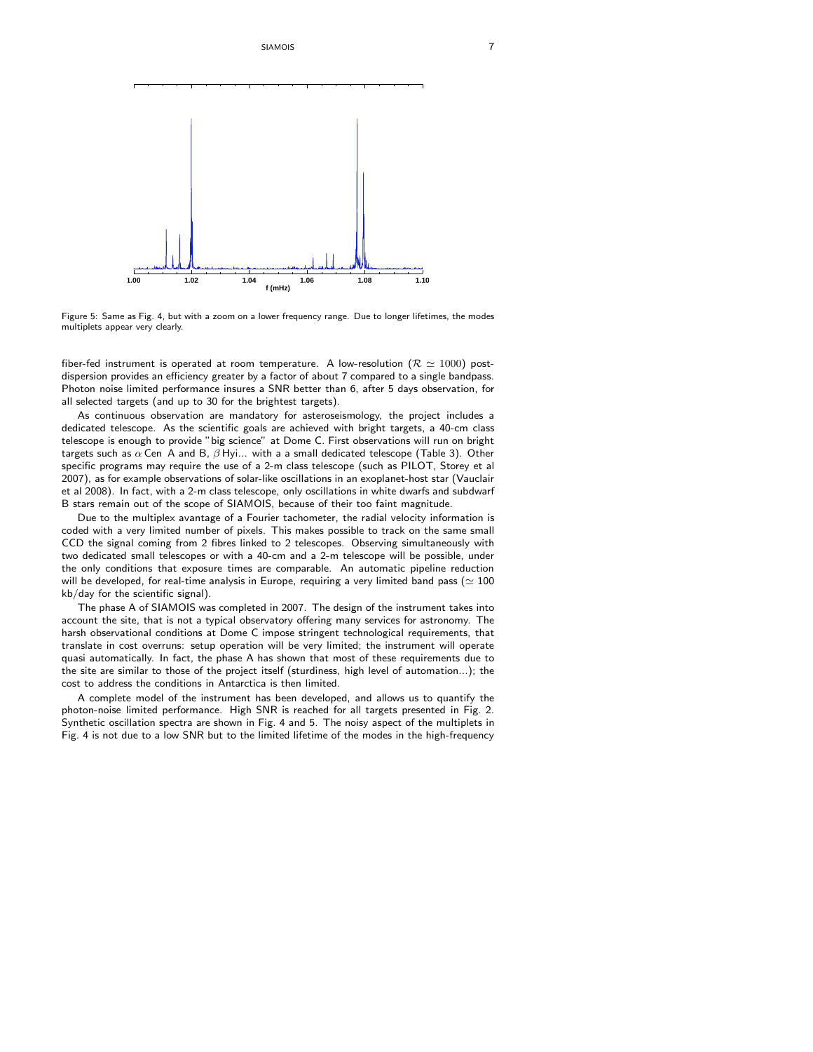Figure 5: Same as Fig. 4, but with a zoom on a lower frequency range. Due to longer lifetimes, the modes multiplets appear very clearly.

fiber-fed instrument is operated at room temperature. A low-resolution ($\mathcal{R} \simeq 1000$) post-dispersion provides an efficiency greater by a factor of about 7 compared to a single bandpass. Photon noise limited performance insures a SNR better than 6, after 5 days observation, for all selected targets (and up to 30 for the brightest targets).

As continuous observation are mandatory for asteroseismology, the project includes a dedicated telescope. As the scientific goals are achieved with bright targets, a 40-cm class telescope is enough to provide "big science" at Dome C. First observations will run on bright targets such as $\alpha$ Cen A and B, $\beta$ Hyi... with a a small dedicated telescope (Table 3). Other specific programs may require the use of a 2-m class telescope (such as PILOT, Storey et al 2007), as for example observations of solar-like oscillations in an exoplanet-host star (Vauclair et al 2008). In fact, with a 2-m class telescope, only oscillations in white dwarfs and subdwarf B stars remain out of the scope of SIAMOIS, because of their too faint magnitude.

Due to the multiplex avantage of a Fourier tachometer, the radial velocity information is coded with a very limited number of pixels. This makes possible to track on the same small CCD the signal coming from 2 fibres linked to 2 telescopes. Observing simultaneously with two dedicated small telescopes or with a 40-cm and a 2-m telescope will be possible, under the only conditions that exposure times are comparable. An automatic pipeline reduction will be developed, for real-time analysis in Europe, requiring a very limited band pass ($\simeq 100$ kb/day for the scientific signal).

The phase A of SIAMOIS was completed in 2007. The design of the instrument takes into account the site, that is not a typical observatory offering many services for astronomy. The harsh observational conditions at Dome C impose stringent technological requirements, that translate in cost overruns: setup operation will be very limited; the instrument will operate quasi automatically. In fact, the phase A has shown that most of these requirements due to the site are similar to those of the project itself (sturdiness, high level of automation...); the cost to address the conditions in Antarctica is then limited.

A complete model of the instrument has been developed, and allows us to quantify the photon-noise limited performance. High SNR is reached for all targets presented in Fig. 2. Synthetic oscillation spectra are shown in Fig. 4 and 5. The noisy aspect of the multiplets in Fig. 4 is not due to a low SNR but to the limited lifetime of the modes in the high-frequency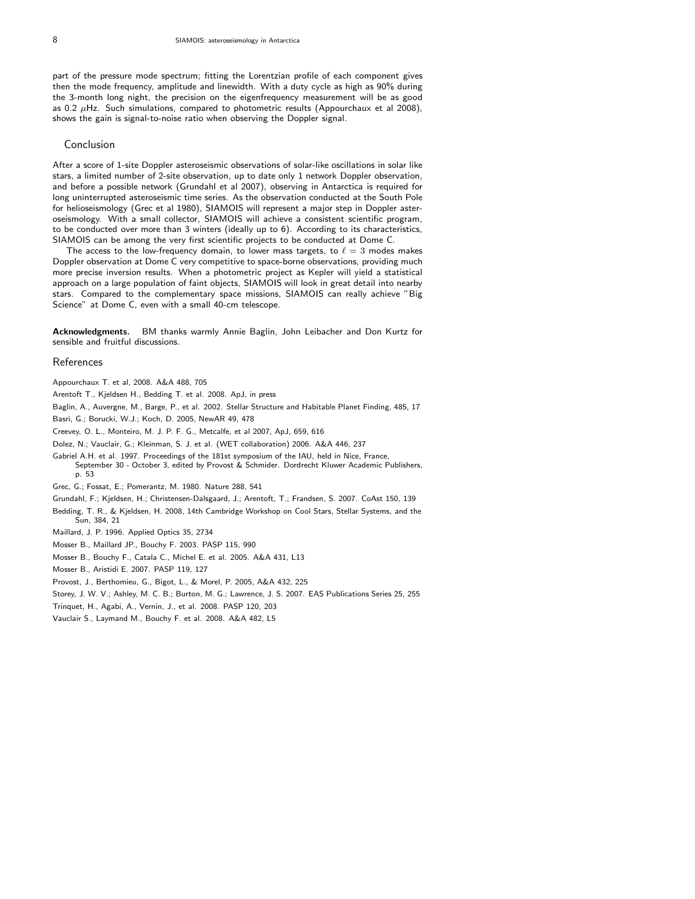part of the pressure mode spectrum; fitting the Lorentzian profile of each component gives then the mode frequency, amplitude and linewidth. With a duty cycle as high as 90% during the 3-month long night, the precision on the eigenfrequency measurement will be as good as 0.2 $\mu$Hz. Such simulations, compared to photometric results (Appourchaux et al 2008), shows the gain is signal-to-noise ratio when observing the Doppler signal.

## Conclusion

After a score of 1-site Doppler asteroseismic observations of solar-like oscillations in solar like stars, a limited number of 2-site observation, up to date only 1 network Doppler observation, and before a possible network (Grundahl et al 2007), observing in Antarctica is required for long uninterrupted asteroseismic time series. As the observation conducted at the South Pole for helioseismology (Grec et al 1980), SIAMOIS will represent a major step in Doppler asteroseismology. With a small collector, SIAMOIS will achieve a consistent scientific program, to be conducted over more than 3 winters (ideally up to 6). According to its characteristics, SIAMOIS can be among the very first scientific projects to be conducted at Dome C.

The access to the low-frequency domain, to lower mass targets, to $\ell = 3$ modes makes Doppler observation at Dome C very competitive to space-borne observations, providing much more precise inversion results. When a photometric project as Kepler will yield a statistical approach on a large population of faint objects, SIAMOIS will look in great detail into nearby stars. Compared to the complementary space missions, SIAMOIS can really achieve "Big Science" at Dome C, even with a small 40-cm telescope.

**Acknowledgments.** BM thanks warmly Annie Baglin, John Leibacher and Don Kurtz for sensible and fruitful discussions.

## References

Appourchaux T. et al, 2008. A&A 488, 705

Arentoft T., Kjeldsen H., Bedding T. et al. 2008. ApJ, in press

Baglin, A., Auvergne, M., Barge, P., et al. 2002. Stellar Structure and Habitable Planet Finding, 485, 17

Basri, G.; Borucki, W.J.; Koch, D. 2005, NewAR 49, 478

Creevey, O. L., Monteiro, M. J. P. F. G., Metcalfe, et al 2007, ApJ, 659, 616

Dolez, N.; Vauclair, G.; Kleinman, S. J. et al. (WET collaboration) 2006. A&A 446, 237

Gabriel A.H. et al. 1997. Proceedings of the 181st symposium of the IAU, held in Nice, France, September 30 - October 3, edited by Provost & Schmider. Dordrecht Kluwer Academic Publishers, p. 53

Grec, G.; Fossat, E.; Pomerantz, M. 1980. Nature 288, 541

Grundahl, F.; Kjeldsen, H.; Christensen-Dalsgaard, J.; Arentoft, T.; Frandsen, S. 2007. CoAst 150, 139

Bedding, T. R., & Kjeldsen, H. 2008, 14th Cambridge Workshop on Cool Stars, Stellar Systems, and the Sun, 384, 21

Maillard, J. P. 1996. Applied Optics 35, 2734

Mosser B., Maillard JP., Bouchy F. 2003. PASP 115, 990

Mosser B., Bouchy F., Catala C., Michel E. et al. 2005. A&A 431, L13

Mosser B., Aristidi E. 2007. PASP 119, 127

Provost, J., Berthomieu, G., Bigot, L., & Morel, P. 2005, A&A 432, 225

Storey, J. W. V.; Ashley, M. C. B.; Burton, M. G.; Lawrence, J. S. 2007. EAS Publications Series 25, 255

Trinquet, H., Agabi, A., Vernin, J., et al. 2008. PASP 120, 203

Vauclair S., Laymand M., Bouchy F. et al. 2008. A&A 482, L5